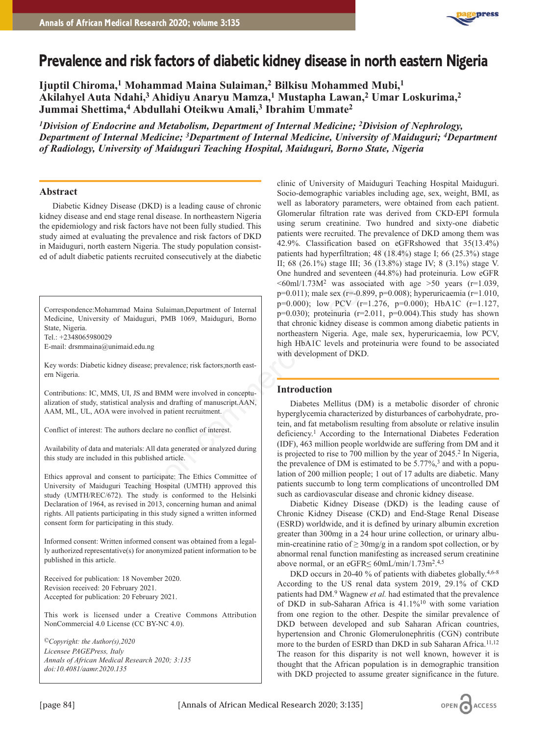# Prevalence and risk factors of diabetic kidney disease in north eastern Nigeria

**Ijuptil Chiroma,[1] Mohammad Maina Sulaiman,[2] Bilkisu Mohammed Mubi,[1] Akilahyel Auta Ndahi,[3] Ahidiyu Anaryu Mamza,[1] Mustapha Lawan,[2] Umar Loskurima,[2] Jummai Shettima,[4] Abdullahi Oteikwu Amali,[3] Ibrahim Ummate[2]**

*[1]Division of Endocrine and Metabolism, Department of Internal Medicine; [2]Division of Nephrology, Department of Internal Medicine; [3]Department of Internal Medicine, University of Maiduguri; [4]Department of Radiology, University of Maiduguri Teaching Hospital, Maiduguri, Borno State, Nigeria*

## Abstract

Diabetic Kidney Disease (DKD) is a leading cause of chronic kidney disease and end stage renal disease. In northeastern Nigeria the epidemiology and risk factors have not been fully studied. This study aimed at evaluating the prevalence and risk factors of DKD in Maiduguri, north eastern Nigeria. The study population consisted of adult diabetic patients recruited consecutively at the diabetic clinic of University of Maiduguri Teaching Hospital Maiduguri. Socio-demographic variables including age, sex, weight, BMI, as well as laboratory parameters, were obtained from each patient. Glomerular filtration rate was derived from CKD-EPI formula using serum creatinine. Two hundred and sixty-one diabetic patients were recruited. The prevalence of DKD among them was 42.9%. Classification based on eGFRshowed that 35(13.4%) patients had hyperfiltration; 48 (18.4%) stage I; 66 (25.3%) stage II; 68 (26.1%) stage III; 36 (13.8%) stage IV; 8 (3.1%) stage V. One hundred and seventeen (44.8%) had proteinuria. Low eGFR <60ml/1.73M$^2$ was associated with age >50 years ($r$=1.039, $p$=0.011); male sex ($r$=-0.899, $p$=0.008); hyperuricaemia ($r$=1.010, $p$=0.000); low PCV ($r$=1.276, $p$=0.000); HbA1C ($r$=1.127, $p$=0.030); proteinuria ($r$=2.011, $p$=0.004).This study has shown that chronic kidney disease is common among diabetic patients in northeastern Nigeria. Age, male sex, hyperuricaemia, low PCV, high HbA1C levels and proteinuria were found to be associated with development of DKD.

Correspondence:Mohammad Maina Sulaiman,Department of Internal Medicine, University of Maiduguri, PMB 1069, Maiduguri, Borno State, Nigeria.
Tel.: +2348065980029
E-mail: drsmmaina@unimaid.edu.ng

Key words: Diabetic kidney disease; prevalence; risk factors;north eastern Nigeria.

Contributions: IC, MMS, UI, JS and BMM were involved in conceptualization of study, statistical analysis and drafting of manuscript.AAN, AAM, ML, UL, AOA were involved in patient recruitment.

Conflict of interest: The authors declare no conflict of interest.

Availability of data and materials: All data generated or analyzed during this study are included in this published article.

Ethics approval and consent to participate: The Ethics Committee of University of Maiduguri Teaching Hospital (UMTH) approved this study (UMTH/REC/672). The study is conformed to the Helsinki Declaration of 1964, as revised in 2013, concerning human and animal rights. All patients participating in this study signed a written informed consent form for participating in this study.

Informed consent: Written informed consent was obtained from a legally authorized representative(s) for anonymized patient information to be published in this article.

Received for publication: 18 November 2020.
Revision received: 20 February 2021.
Accepted for publication: 20 February 2021.

This work is licensed under a Creative Commons Attribution NonCommercial 4.0 License (CC BY-NC 4.0).

*©Copyright: the Author(s),2020*
*Licensee PAGEPress, Italy*
*Annals of African Medical Research 2020; 3:135*
*doi:10.4081/aamr.2020.135*

## Introduction

Diabetes Mellitus (DM) is a metabolic disorder of chronic hyperglycemia characterized by disturbances of carbohydrate, protein, and fat metabolism resulting from absolute or relative insulin deficiency.[1] According to the International Diabetes Federation (IDF), 463 million people worldwide are suffering from DM and it is projected to rise to 700 million by the year of 2045.[2] In Nigeria, the prevalence of DM is estimated to be 5.77%,[3] and with a population of 200 million people; 1 out of 17 adults are diabetic. Many patients succumb to long term complications of uncontrolled DM such as cardiovascular disease and chronic kidney disease.

Diabetic Kidney Disease (DKD) is the leading cause of Chronic Kidney Disease (CKD) and End-Stage Renal Disease (ESRD) worldwide, and it is defined by urinary albumin excretion greater than 300mg in a 24 hour urine collection, or urinary albumin-creatinine ratio of ≥ 30mg/g in a random spot collection, or by abnormal renal function manifesting as increased serum creatinine above normal, or an eGFR≤ 60mL/min/1.73m$^2$.[4,5]

DKD occurs in 20-40 % of patients with diabetes globally.[4,6-8] According to the US renal data system 2019, 29.1% of CKD patients had DM.[9] Wagnew *et al.* had estimated that the prevalence of DKD in sub-Saharan Africa is 41.1%[10] with some variation from one region to the other. Despite the similar prevalence of DKD between developed and sub Saharan African countries, hypertension and Chronic Glomerulonephritis (CGN) contribute more to the burden of ESRD than DKD in sub Saharan Africa.[11,12] The reason for this disparity is not well known, however it is thought that the African population is in demographic transition with DKD projected to assume greater significance in the future.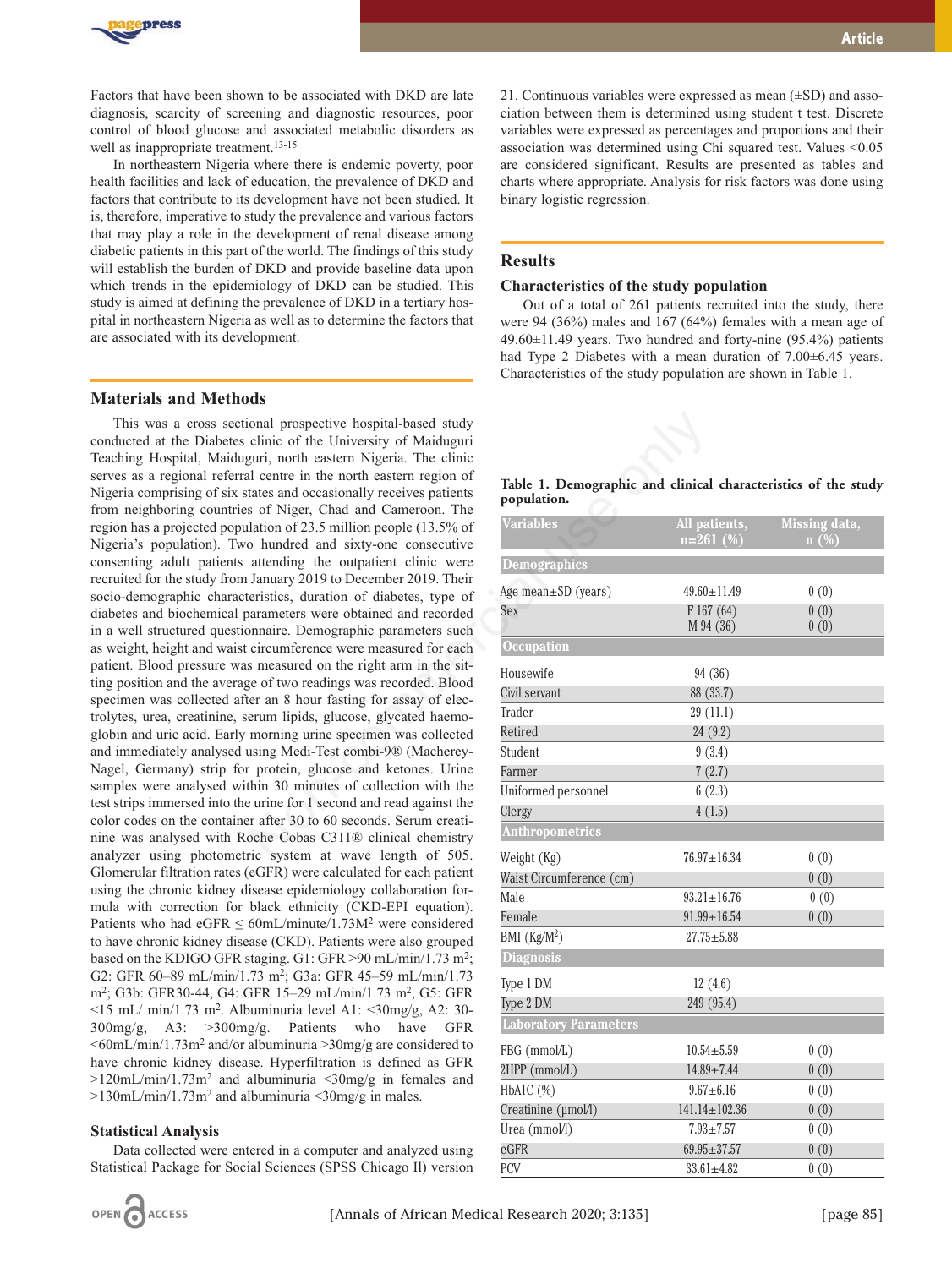Factors that have been shown to be associated with DKD are late diagnosis, scarcity of screening and diagnostic resources, poor control of blood glucose and associated metabolic disorders as well as inappropriate treatment.[13-15]

In northeastern Nigeria where there is endemic poverty, poor health facilities and lack of education, the prevalence of DKD and factors that contribute to its development have not been studied. It is, therefore, imperative to study the prevalence and various factors that may play a role in the development of renal disease among diabetic patients in this part of the world. The findings of this study will establish the burden of DKD and provide baseline data upon which trends in the epidemiology of DKD can be studied. This study is aimed at defining the prevalence of DKD in a tertiary hospital in northeastern Nigeria as well as to determine the factors that are associated with its development.

## Materials and Methods

This was a cross sectional prospective hospital-based study conducted at the Diabetes clinic of the University of Maiduguri Teaching Hospital, Maiduguri, north eastern Nigeria. The clinic serves as a regional referral centre in the north eastern region of Nigeria comprising of six states and occasionally receives patients from neighboring countries of Niger, Chad and Cameroon. The region has a projected population of 23.5 million people (13.5% of Nigeria's population). Two hundred and sixty-one consecutive consenting adult patients attending the outpatient clinic were recruited for the study from January 2019 to December 2019. Their socio-demographic characteristics, duration of diabetes, type of diabetes and biochemical parameters were obtained and recorded in a well structured questionnaire. Demographic parameters such as weight, height and waist circumference were measured for each patient. Blood pressure was measured on the right arm in the sitting position and the average of two readings was recorded. Blood specimen was collected after an 8 hour fasting for assay of electrolytes, urea, creatinine, serum lipids, glucose, glycated haemoglobin and uric acid. Early morning urine specimen was collected and immediately analysed using Medi-Test combi-9® (Macherey-Nagel, Germany) strip for protein, glucose and ketones. Urine samples were analysed within 30 minutes of collection with the test strips immersed into the urine for 1 second and read against the color codes on the container after 30 to 60 seconds. Serum creatinine was analysed with Roche Cobas C311® clinical chemistry analyzer using photometric system at wave length of 505. Glomerular filtration rates (eGFR) were calculated for each patient using the chronic kidney disease epidemiology collaboration formula with correction for black ethnicity (CKD-EPI equation). Patients who had eGFR ≤ 60mL/minute/1.73M$^2$ were considered to have chronic kidney disease (CKD). Patients were also grouped based on the KDIGO GFR staging. G1: GFR >90 mL/min/1.73 m$^2$; G2: GFR 60–89 mL/min/1.73 m$^2$; G3a: GFR 45–59 mL/min/1.73 m$^2$; G3b: GFR30-44, G4: GFR 15–29 mL/min/1.73 m$^2$, G5: GFR <15 mL/ min/1.73 m$^2$. Albuminuria level A1: <30mg/g, A2: 30-300mg/g, A3: >300mg/g. Patients who have GFR <60mL/min/1.73m$^2$ and/or albuminuria >30mg/g are considered to have chronic kidney disease. Hyperfiltration is defined as GFR >120mL/min/1.73m$^2$ and albuminuria <30mg/g in females and >130mL/min/1.73m$^2$ and albuminuria <30mg/g in males.

### Statistical Analysis

Data collected were entered in a computer and analyzed using Statistical Package for Social Sciences (SPSS Chicago Il) version 21. Continuous variables were expressed as mean (±SD) and association between them is determined using student t test. Discrete variables were expressed as percentages and proportions and their association was determined using Chi squared test. Values <0.05 are considered significant. Results are presented as tables and charts where appropriate. Analysis for risk factors was done using binary logistic regression.

## Results

### Characteristics of the study population

Out of a total of 261 patients recruited into the study, there were 94 (36%) males and 167 (64%) females with a mean age of 49.60±11.49 years. Two hundred and forty-nine (95.4%) patients had Type 2 Diabetes with a mean duration of 7.00±6.45 years. Characteristics of the study population are shown in Table 1.

**Table 1. Demographic and clinical characteristics of the study population.**

| Variables | All patients, n=261 (%) | Missing data, n (%) |
|---|---|---|
| **Demographics** | | |
| Age mean±SD (years) | 49.60±11.49 | 0 (0) |
| Sex | F 167 (64)<br>M 94 (36) | 0 (0)<br>0 (0) |
| **Occupation** | | |
| Housewife | 94 (36) | |
| Civil servant | 88 (33.7) | |
| Trader | 29 (11.1) | |
| Retired | 24 (9.2) | |
| Student | 9 (3.4) | |
| Farmer | 7 (2.7) | |
| Uniformed personnel | 6 (2.3) | |
| Clergy | 4 (1.5) | |
| **Anthropometrics** | | |
| Weight (Kg) | 76.97±16.34 | 0 (0) |
| Waist Circumference (cm) | | 0 (0) |
| Male | 93.21±16.76 | 0 (0) |
| Female | 91.99±16.54 | 0 (0) |
| BMI (Kg/M$^2$) | 27.75±5.88 | |
| **Diagnosis** | | |
| Type 1 DM | 12 (4.6) | |
| Type 2 DM | 249 (95.4) | |
| **Laboratory Parameters** | | |
| FBG (mmol/L) | 10.54±5.59 | 0 (0) |
| 2HPP (mmol/L) | 14.89±7.44 | 0 (0) |
| HbA1C (%) | 9.67±6.16 | 0 (0) |
| Creatinine (µmol/l) | 141.14±102.36 | 0 (0) |
| Urea (mmol/l) | 7.93±7.57 | 0 (0) |
| eGFR | 69.95±37.57 | 0 (0) |
| PCV | 33.61±4.82 | 0 (0) |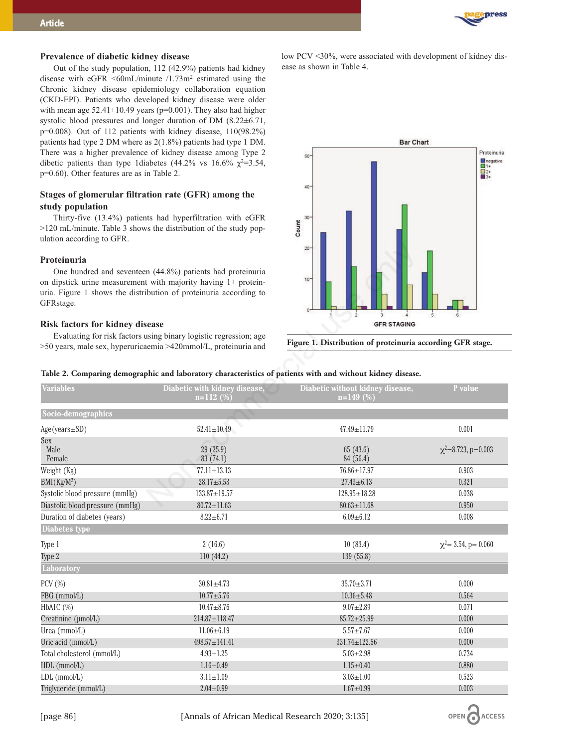### Prevalence of diabetic kidney disease

Out of the study population, 112 (42.9%) patients had kidney disease with eGFR <60mL/minute /1.73m$^2$ estimated using the Chronic kidney disease epidemiology collaboration equation (CKD-EPI). Patients who developed kidney disease were older with mean age 52.41±10.49 years (p=0.001). They also had higher systolic blood pressures and longer duration of DM (8.22±6.71, p=0.008). Out of 112 patients with kidney disease, 110(98.2%) patients had type 2 DM where as 2(1.8%) patients had type 1 DM. There was a higher prevalence of kidney disease among Type 2 dibetic patients than type 1diabetes (44.2% vs 16.6% $\chi^2$=3.54, p=0.60). Other features are as in Table 2.

### Stages of glomerular filtration rate (GFR) among the study population

Thirty-five (13.4%) patients had hyperfiltration with eGFR >120 mL/minute. Table 3 shows the distribution of the study population according to GFR.

### Proteinuria

One hundred and seventeen (44.8%) patients had proteinuria on dipstick urine measurement with majority having 1+ proteinuria. Figure 1 shows the distribution of proteinuria according to GFRstage.

### Risk factors for kidney disease

Evaluating for risk factors using binary logistic regression; age >50 years, male sex, hyperuricaemia >420mmol/L, proteinuria and low PCV <30%, were associated with development of kidney disease as shown in Table 4.

**Figure 1. Distribution of proteinuria according GFR stage.**

**Table 2. Comparing demographic and laboratory characteristics of patients with and without kidney disease.**

| Variables | Diabetic with kidney disease, n=112 (%) | Diabetic without kidney disease, n=149 (%) | P value |
|---|---|---|---|
| **Socio-demographics** | | | |
| Age(years±SD) | 52.41±10.49 | 47.49±11.79 | 0.001 |
| Sex<br>Male<br>Female | <br>29 (25.9)<br>83 (74.1) | <br>65 (43.6)<br>84 (56.4) | $\chi^2$=8.723, p=0.003 |
| Weight (Kg) | 77.11±13.13 | 76.86±17.97 | 0.903 |
| BMI(Kg/M$^2$) | 28.17±5.53 | 27.43±6.13 | 0.321 |
| Systolic blood pressure (mmHg) | 133.87±19.57 | 128.95±18.28 | 0.038 |
| Diastolic blood pressure (mmHg) | 80.72±11.63 | 80.63±11.68 | 0.950 |
| Duration of diabetes (years) | 8.22±6.71 | 6.09±6.12 | 0.008 |
| **Diabetes type** | | | |
| Type 1 | 2 (16.6) | 10 (83.4) | $\chi^2$= 3.54, p= 0.060 |
| Type 2 | 110 (44.2) | 139 (55.8) | |
| **Laboratory** | | | |
| PCV (%) | 30.81±4.73 | 35.70±3.71 | 0.000 |
| FBG (mmol/L) | 10.77±5.76 | 10.36±5.48 | 0.564 |
| HbAIC (%) | 10.47±8.76 | 9.07±2.89 | 0.071 |
| Creatinine (μmol/L) | 214.87±118.47 | 85.72±25.99 | 0.000 |
| Urea (mmol/L) | 11.06±6.19 | 5.57±7.67 | 0.000 |
| Uric acid (mmol/L) | 498.57±141.41 | 331.74±122.56 | 0.000 |
| Total cholesterol (mmol/L) | 4.93±1.25 | 5.03±2.98 | 0.734 |
| HDL (mmol/L) | 1.16±0.49 | 1.15±0.40 | 0.880 |
| LDL (mmol/L) | 3.11±1.09 | 3.03±1.00 | 0.523 |
| Triglyceride (mmol/L) | 2.04±0.99 | 1.67±0.99 | 0.003 |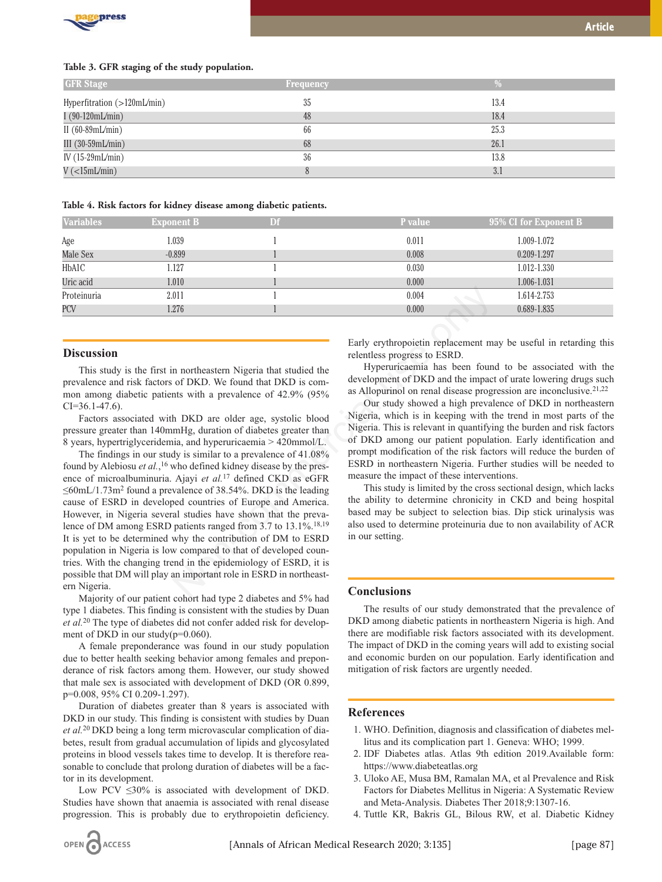**Table 3. GFR staging of the study population.**

| GFR Stage | Frequency | % |
|---|---|---|
| Hyperfitration (>120mL/min) | 35 | 13.4 |
| I (90-120mL/min) | 48 | 18.4 |
| II (60-89mL/min) | 66 | 25.3 |
| III (30-59mL/min) | 68 | 26.1 |
| IV (15-29mL/min) | 36 | 13.8 |
| V (<15mL/min) | 8 | 3.1 |

**Table 4. Risk factors for kidney disease among diabetic patients.**

| Variables | Exponent B | Df | P value | 95% CI for Exponent B |
|---|---|---|---|---|
| Age | 1.039 | 1 | 0.011 | 1.009-1.072 |
| Male Sex | -0.899 | 1 | 0.008 | 0.209-1.297 |
| HbA1C | 1.127 | 1 | 0.030 | 1.012-1.330 |
| Uric acid | 1.010 | 1 | 0.000 | 1.006-1.031 |
| Proteinuria | 2.011 | 1 | 0.004 | 1.614-2.753 |
| PCV | 1.276 | 1 | 0.000 | 0.689-1.835 |

## Discussion

This study is the first in northeastern Nigeria that studied the prevalence and risk factors of DKD. We found that DKD is common among diabetic patients with a prevalence of 42.9% (95% CI=36.1-47.6).

Factors associated with DKD are older age, systolic blood pressure greater than 140mmHg, duration of diabetes greater than 8 years, hypertriglyceridemia, and hyperuricaemia > 420mmol/L.

The findings in our study is similar to a prevalence of 41.08% found by Alebiosu *et al.*,[16] who defined kidney disease by the presence of microalbuminuria. Ajayi *et al.*[17] defined CKD as eGFR ≤60mL/1.73m$^2$ found a prevalence of 38.54%. DKD is the leading cause of ESRD in developed countries of Europe and America. However, in Nigeria several studies have shown that the prevalence of DM among ESRD patients ranged from 3.7 to 13.1%.[18,19] It is yet to be determined why the contribution of DM to ESRD population in Nigeria is low compared to that of developed countries. With the changing trend in the epidemiology of ESRD, it is possible that DM will play an important role in ESRD in northeastern Nigeria.

Majority of our patient cohort had type 2 diabetes and 5% had type 1 diabetes. This finding is consistent with the studies by Duan *et al.*[20] The type of diabetes did not confer added risk for development of DKD in our study(p=0.060).

A female preponderance was found in our study population due to better health seeking behavior among females and preponderance of risk factors among them. However, our study showed that male sex is associated with development of DKD (OR 0.899, p=0.008, 95% CI 0.209-1.297).

Duration of diabetes greater than 8 years is associated with DKD in our study. This finding is consistent with studies by Duan *et al.*[20] DKD being a long term microvascular complication of diabetes, result from gradual accumulation of lipids and glycosylated proteins in blood vessels takes time to develop. It is therefore reasonable to conclude that prolong duration of diabetes will be a factor in its development.

Low PCV ≤30% is associated with development of DKD. Studies have shown that anaemia is associated with renal disease progression. This is probably due to erythropoietin deficiency. Early erythropoietin replacement may be useful in retarding this relentless progress to ESRD.

Hyperuricaemia has been found to be associated with the development of DKD and the impact of urate lowering drugs such as Allopurinol on renal disease progression are inconclusive.[21,22]

Our study showed a high prevalence of DKD in northeastern Nigeria, which is in keeping with the trend in most parts of the Nigeria. This is relevant in quantifying the burden and risk factors of DKD among our patient population. Early identification and prompt modification of the risk factors will reduce the burden of ESRD in northeastern Nigeria. Further studies will be needed to measure the impact of these interventions.

This study is limited by the cross sectional design, which lacks the ability to determine chronicity in CKD and being hospital based may be subject to selection bias. Dip stick urinalysis was also used to determine proteinuria due to non availability of ACR in our setting.

## Conclusions

The results of our study demonstrated that the prevalence of DKD among diabetic patients in northeastern Nigeria is high. And there are modifiable risk factors associated with its development. The impact of DKD in the coming years will add to existing social and economic burden on our population. Early identification and mitigation of risk factors are urgently needed.

## References

1. WHO. Definition, diagnosis and classification of diabetes mellitus and its complication part 1. Geneva: WHO; 1999.
2. IDF Diabetes atlas. Atlas 9th edition 2019.Available form: https://www.diabeteatlas.org
3. Uloko AE, Musa BM, Ramalan MA, et al Prevalence and Risk Factors for Diabetes Mellitus in Nigeria: A Systematic Review and Meta-Analysis. Diabetes Ther 2018;9:1307-16.
4. Tuttle KR, Bakris GL, Bilous RW, et al. Diabetic Kidney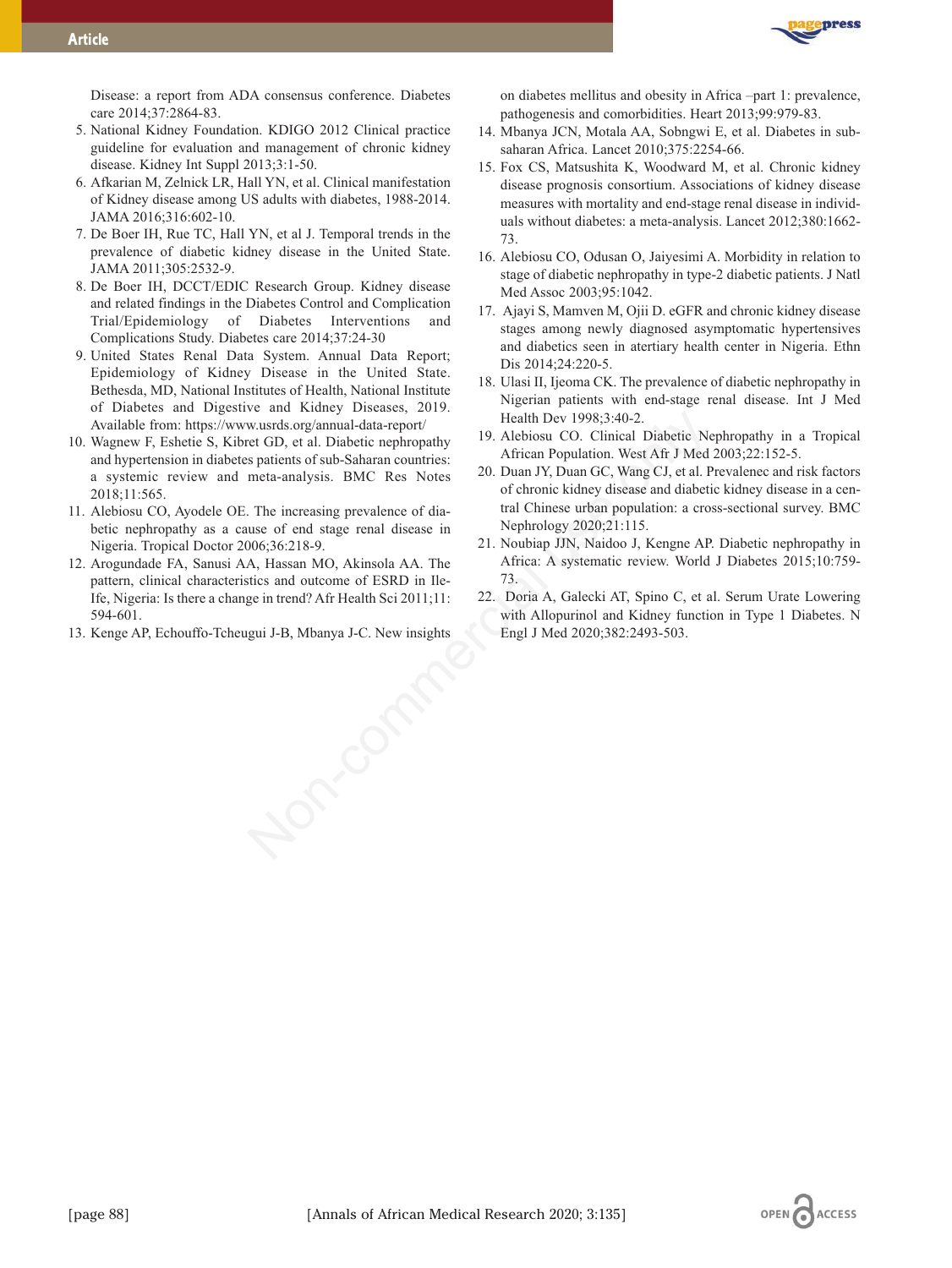Disease: a report from ADA consensus conference. Diabetes care 2014;37:2864-83.

5. National Kidney Foundation. KDIGO 2012 Clinical practice guideline for evaluation and management of chronic kidney disease. Kidney Int Suppl 2013;3:1-50.
6. Afkarian M, Zelnick LR, Hall YN, et al. Clinical manifestation of Kidney disease among US adults with diabetes, 1988-2014. JAMA 2016;316:602-10.
7. De Boer IH, Rue TC, Hall YN, et al J. Temporal trends in the prevalence of diabetic kidney disease in the United State. JAMA 2011;305:2532-9.
8. De Boer IH, DCCT/EDIC Research Group. Kidney disease and related findings in the Diabetes Control and Complication Trial/Epidemiology of Diabetes Interventions and Complications Study. Diabetes care 2014;37:24-30
9. United States Renal Data System. Annual Data Report; Epidemiology of Kidney Disease in the United State. Bethesda, MD, National Institutes of Health, National Institute of Diabetes and Digestive and Kidney Diseases, 2019. Available from: https://www.usrds.org/annual-data-report/
10. Wagnew F, Eshetie S, Kibret GD, et al. Diabetic nephropathy and hypertension in diabetes patients of sub-Saharan countries: a systemic review and meta-analysis. BMC Res Notes 2018;11:565.
11. Alebiosu CO, Ayodele OE. The increasing prevalence of diabetic nephropathy as a cause of end stage renal disease in Nigeria. Tropical Doctor 2006;36:218-9.
12. Arogundade FA, Sanusi AA, Hassan MO, Akinsola AA. The pattern, clinical characteristics and outcome of ESRD in Ile-Ife, Nigeria: Is there a change in trend? Afr Health Sci 2011;11: 594-601.
13. Kenge AP, Echouffo-Tcheugui J-B, Mbanya J-C. New insights on diabetes mellitus and obesity in Africa –part 1: prevalence, pathogenesis and comorbidities. Heart 2013;99:979-83.
14. Mbanya JCN, Motala AA, Sobngwi E, et al. Diabetes in sub-saharan Africa. Lancet 2010;375:2254-66.
15. Fox CS, Matsushita K, Woodward M, et al. Chronic kidney disease prognosis consortium. Associations of kidney disease measures with mortality and end-stage renal disease in individuals without diabetes: a meta-analysis. Lancet 2012;380:1662-73.
16. Alebiosu CO, Odusan O, Jaiyesimi A. Morbidity in relation to stage of diabetic nephropathy in type-2 diabetic patients. J Natl Med Assoc 2003;95:1042.
17. Ajayi S, Mamven M, Ojii D. eGFR and chronic kidney disease stages among newly diagnosed asymptomatic hypertensives and diabetics seen in atertiary health center in Nigeria. Ethn Dis 2014;24:220-5.
18. Ulasi II, Ijeoma CK. The prevalence of diabetic nephropathy in Nigerian patients with end-stage renal disease. Int J Med Health Dev 1998;3:40-2.
19. Alebiosu CO. Clinical Diabetic Nephropathy in a Tropical African Population. West Afr J Med 2003;22:152-5.
20. Duan JY, Duan GC, Wang CJ, et al. Prevalenec and risk factors of chronic kidney disease and diabetic kidney disease in a central Chinese urban population: a cross-sectional survey. BMC Nephrology 2020;21:115.
21. Noubiap JJN, Naidoo J, Kengne AP. Diabetic nephropathy in Africa: A systematic review. World J Diabetes 2015;10:759-73.
22. Doria A, Galecki AT, Spino C, et al. Serum Urate Lowering with Allopurinol and Kidney function in Type 1 Diabetes. N Engl J Med 2020;382:2493-503.